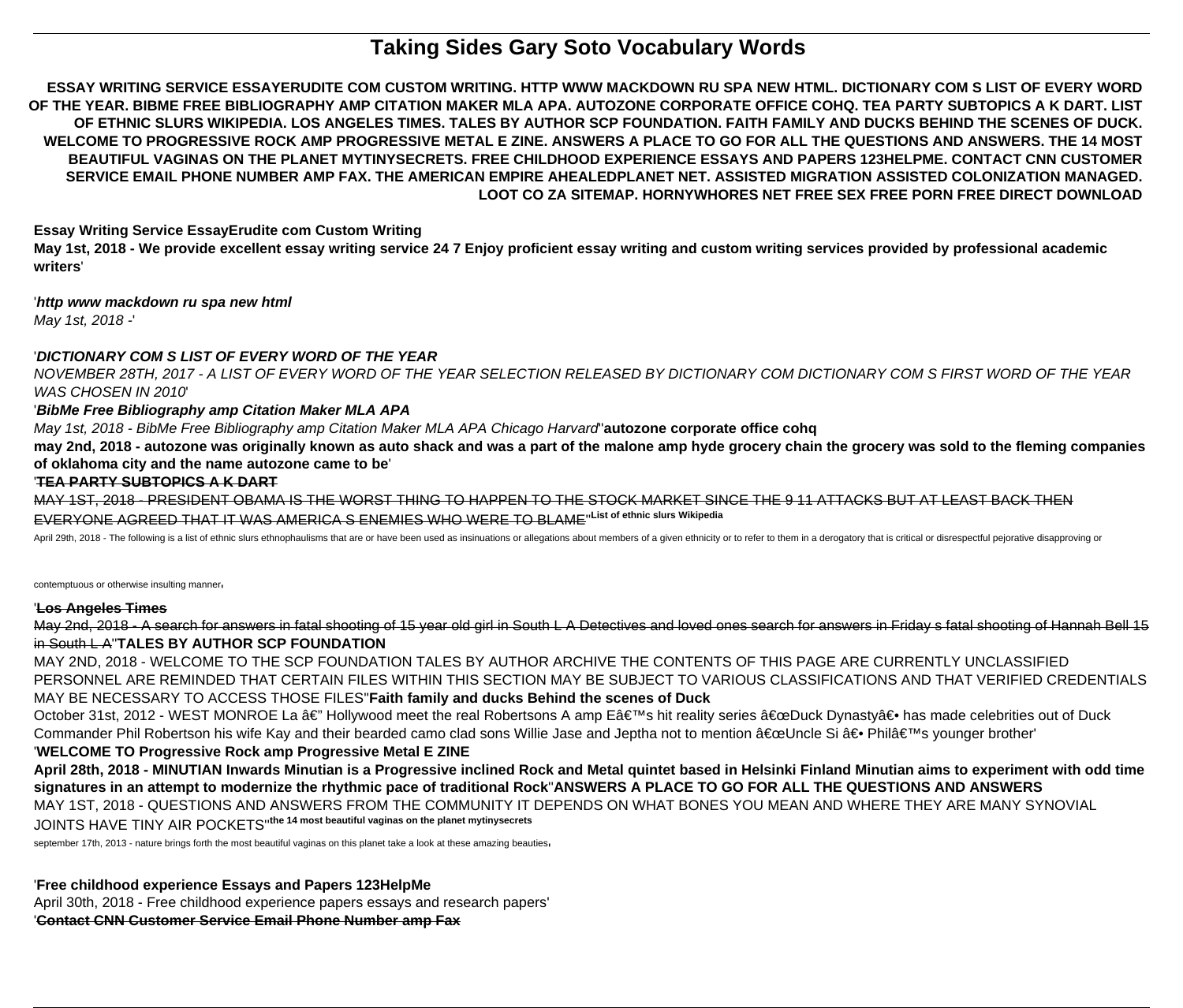# Taking Sides Gary Soto Vocabulary Words

**ESSAY WRITING SERVICE ESSAYERUDITE COM CUSTOM WRITING. HTTP WWW MACKDOWN RU SPA NEW HTML. DICTIONARY COM S LIST OF EVERY WORD OF THE YEAR. BIBME FREE BIBLIOGRAPHY AMP CITATION MAKER MLA APA. AUTOZONE CORPORATE OFFICE COHQ. TEA PARTY SUBTOPICS A K DART. LIST OF ETHNIC SLURS WIKIPEDIA. LOS ANGELES TIMES. TALES BY AUTHOR SCP FOUNDATION. FAITH FAMILY AND DUCKS BEHIND THE SCENES OF DUCK. WELCOME TO PROGRESSIVE ROCK AMP PROGRESSIVE METAL E ZINE. ANSWERS A PLACE TO GO FOR ALL THE QUESTIONS AND ANSWERS. THE 14 MOST BEAUTIFUL VAGINAS ON THE PLANET MYTINYSECRETS. FREE CHILDHOOD EXPERIENCE ESSAYS AND PAPERS 123HELPME. CONTACT CNN CUSTOMER SERVICE EMAIL PHONE NUMBER AMP FAX. THE AMERICAN EMPIRE AHEALEDPLANET NET. ASSISTED MIGRATION ASSISTED COLONIZATION MANAGED. LOOT CO ZA SITEMAP. HORNYWHORES NET FREE SEX FREE PORN FREE DIRECT DOWNLOAD**

**Essay Writing Service EssayErudite com Custom Writing**

**May 1st, 2018 - We provide excellent essay writing service 24 7 Enjoy proficient essay writing and custom writing services provided by professional academic writers**'

'***http www mackdown ru spa new html***

*May 1st, 2018 -*'

'***DICTIONARY COM S LIST OF EVERY WORD OF THE YEAR***

*NOVEMBER 28TH, 2017 - A LIST OF EVERY WORD OF THE YEAR SELECTION RELEASED BY DICTIONARY COM DICTIONARY COM S FIRST WORD OF THE YEAR WAS CHOSEN IN 2010*'

'***BibMe Free Bibliography amp Citation Maker MLA APA***

*May 1st, 2018 - BibMe Free Bibliography amp Citation Maker MLA APA Chicago Harvard*''**autozone corporate office cohq**

**may 2nd, 2018 - autozone was originally known as auto shack and was a part of the malone amp hyde grocery chain the grocery was sold to the fleming companies of oklahoma city and the name autozone came to be**'

'**TEA PARTY SUBTOPICS A K DART**

MAY 1ST, 2018 - PRESIDENT OBAMA IS THE WORST THING TO HAPPEN TO THE STOCK MARKET SINCE THE 9 11 ATTACKS BUT AT LEAST BACK THEN EVERYONE AGREED THAT IT WAS AMERICA S ENEMIES WHO WERE TO BLAME''**List of ethnic slurs Wikipedia**

April 29th, 2018 - The following is a list of ethnic slurs ethnophaulisms that are or have been used as insinuations or allegations about members of a given ethnicity or to refer to them in a derogatory that is critical or disrespectful pejorative disapproving or contemptuous or otherwise insulting manner,

'**Los Angeles Times**

May 2nd, 2018 - A search for answers in fatal shooting of 15 year old girl in South L A Detectives and loved ones search for answers in Friday s fatal shooting of Hannah Bell 15 in South L A''**TALES BY AUTHOR SCP FOUNDATION**

MAY 2ND, 2018 - WELCOME TO THE SCP FOUNDATION TALES BY AUTHOR ARCHIVE THE CONTENTS OF THIS PAGE ARE CURRENTLY UNCLASSIFIED PERSONNEL ARE REMINDED THAT CERTAIN FILES WITHIN THIS SECTION MAY BE SUBJECT TO VARIOUS CLASSIFICATIONS AND THAT VERIFIED CREDENTIALS MAY BE NECESSARY TO ACCESS THOSE FILES''**Faith family and ducks Behind the scenes of Duck**

October 31st, 2012 - WEST MONROE La â€" Hollywood meet the real Robertsons A amp E's hit reality series â€œDuck Dynastyâ€• has made celebrities out of Duck Commander Phil Robertson his wife Kay and their bearded camo clad sons Willie Jase and Jeptha not to mention â€œUncle Si â€• Philâ€™s younger brother'

'**WELCOME TO Progressive Rock amp Progressive Metal E ZINE**

**April 28th, 2018 - MINUTIAN Inwards Minutian is a Progressive inclined Rock and Metal quintet based in Helsinki Finland Minutian aims to experiment with odd time signatures in an attempt to modernize the rhythmic pace of traditional Rock**''**ANSWERS A PLACE TO GO FOR ALL THE QUESTIONS AND ANSWERS**

MAY 1ST, 2018 - QUESTIONS AND ANSWERS FROM THE COMMUNITY IT DEPENDS ON WHAT BONES YOU MEAN AND WHERE THEY ARE MANY SYNOVIAL JOINTS HAVE TINY AIR POCKETS''**the 14 most beautiful vaginas on the planet mytinysecrets**

september 17th, 2013 - nature brings forth the most beautiful vaginas on this planet take a look at these amazing beauties,

'**Free childhood experience Essays and Papers 123HelpMe**

April 30th, 2018 - Free childhood experience papers essays and research papers'

'**Contact CNN Customer Service Email Phone Number amp Fax**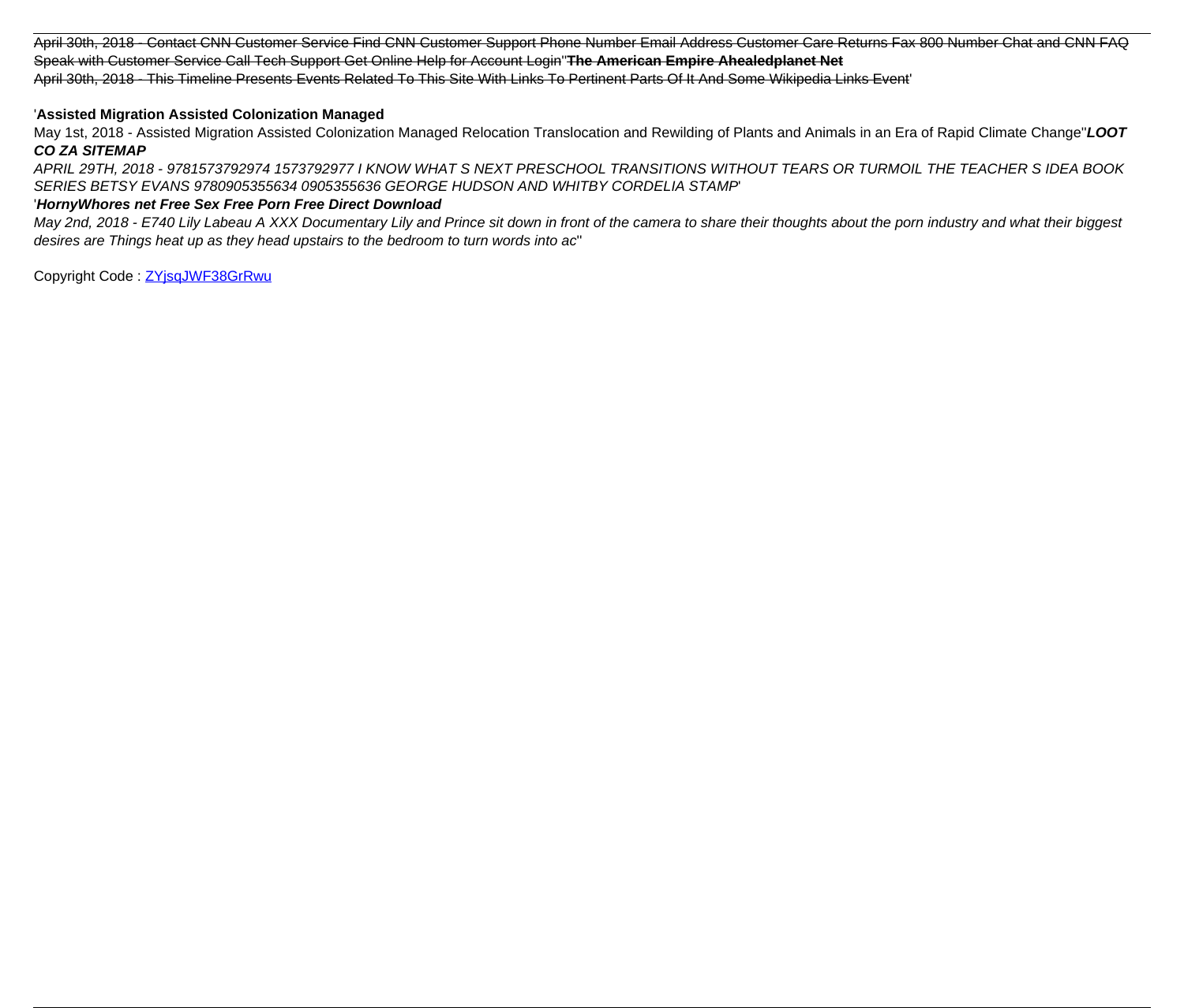April 30th, 2018 - Contact CNN Customer Service Find CNN Customer Support Phone Number Email Address Customer Care Returns Fax 800 Number Chat and CNN FAQ Speak with Customer Service Call Tech Support Get Online Help for Account Login''**The American Empire Ahealedplanet Net**
April 30th, 2018 - This Timeline Presents Events Related To This Site With Links To Pertinent Parts Of It And Some Wikipedia Links Event'

'**Assisted Migration Assisted Colonization Managed**
May 1st, 2018 - Assisted Migration Assisted Colonization Managed Relocation Translocation and Rewilding of Plants and Animals in an Era of Rapid Climate Change''***LOOT CO ZA SITEMAP***
*APRIL 29TH, 2018 - 9781573792974 1573792977 I KNOW WHAT S NEXT PRESCHOOL TRANSITIONS WITHOUT TEARS OR TURMOIL THE TEACHER S IDEA BOOK SERIES BETSY EVANS 9780905355634 0905355636 GEORGE HUDSON AND WHITBY CORDELIA STAMP*'
'***HornyWhores net Free Sex Free Porn Free Direct Download***
*May 2nd, 2018 - E740 Lily Labeau A XXX Documentary Lily and Prince sit down in front of the camera to share their thoughts about the porn industry and what their biggest desires are Things heat up as they head upstairs to the bedroom to turn words into ac*''

Copyright Code : ZYjsqJWF38GrRwu